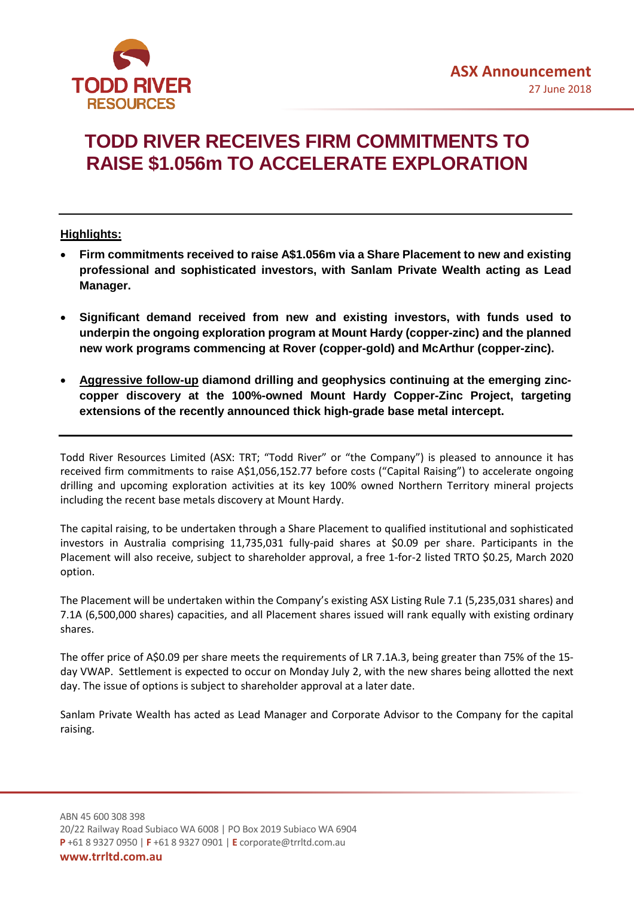TODD RIVER RESOURCES

**ASX Announcement**
27 June 2018

# TODD RIVER RECEIVES FIRM COMMITMENTS TO RAISE $1.056m TO ACCELERATE EXPLORATION

**Highlights:**

- **Firm commitments received to raise A$1.056m via a Share Placement to new and existing professional and sophisticated investors, with Sanlam Private Wealth acting as Lead Manager.**
- **Significant demand received from new and existing investors, with funds used to underpin the ongoing exploration program at Mount Hardy (copper-zinc) and the planned new work programs commencing at Rover (copper-gold) and McArthur (copper-zinc).**
- **Aggressive follow-up diamond drilling and geophysics continuing at the emerging zinc-copper discovery at the 100%-owned Mount Hardy Copper-Zinc Project, targeting extensions of the recently announced thick high-grade base metal intercept.**

Todd River Resources Limited (ASX: TRT; "Todd River" or "the Company") is pleased to announce it has received firm commitments to raise A$1,056,152.77 before costs ("Capital Raising") to accelerate ongoing drilling and upcoming exploration activities at its key 100% owned Northern Territory mineral projects including the recent base metals discovery at Mount Hardy.

The capital raising, to be undertaken through a Share Placement to qualified institutional and sophisticated investors in Australia comprising 11,735,031 fully-paid shares at $0.09 per share. Participants in the Placement will also receive, subject to shareholder approval, a free 1-for-2 listed TRTO $0.25, March 2020 option.

The Placement will be undertaken within the Company's existing ASX Listing Rule 7.1 (5,235,031 shares) and 7.1A (6,500,000 shares) capacities, and all Placement shares issued will rank equally with existing ordinary shares.

The offer price of A$0.09 per share meets the requirements of LR 7.1A.3, being greater than 75% of the 15-day VWAP. Settlement is expected to occur on Monday July 2, with the new shares being allotted the next day. The issue of options is subject to shareholder approval at a later date.

Sanlam Private Wealth has acted as Lead Manager and Corporate Advisor to the Company for the capital raising.

ABN 45 600 308 398
20/22 Railway Road Subiaco WA 6008 | PO Box 2019 Subiaco WA 6904
**P** +61 8 9327 0950 | **F** +61 8 9327 0901 | **E** corporate@trrltd.com.au
**www.trrltd.com.au**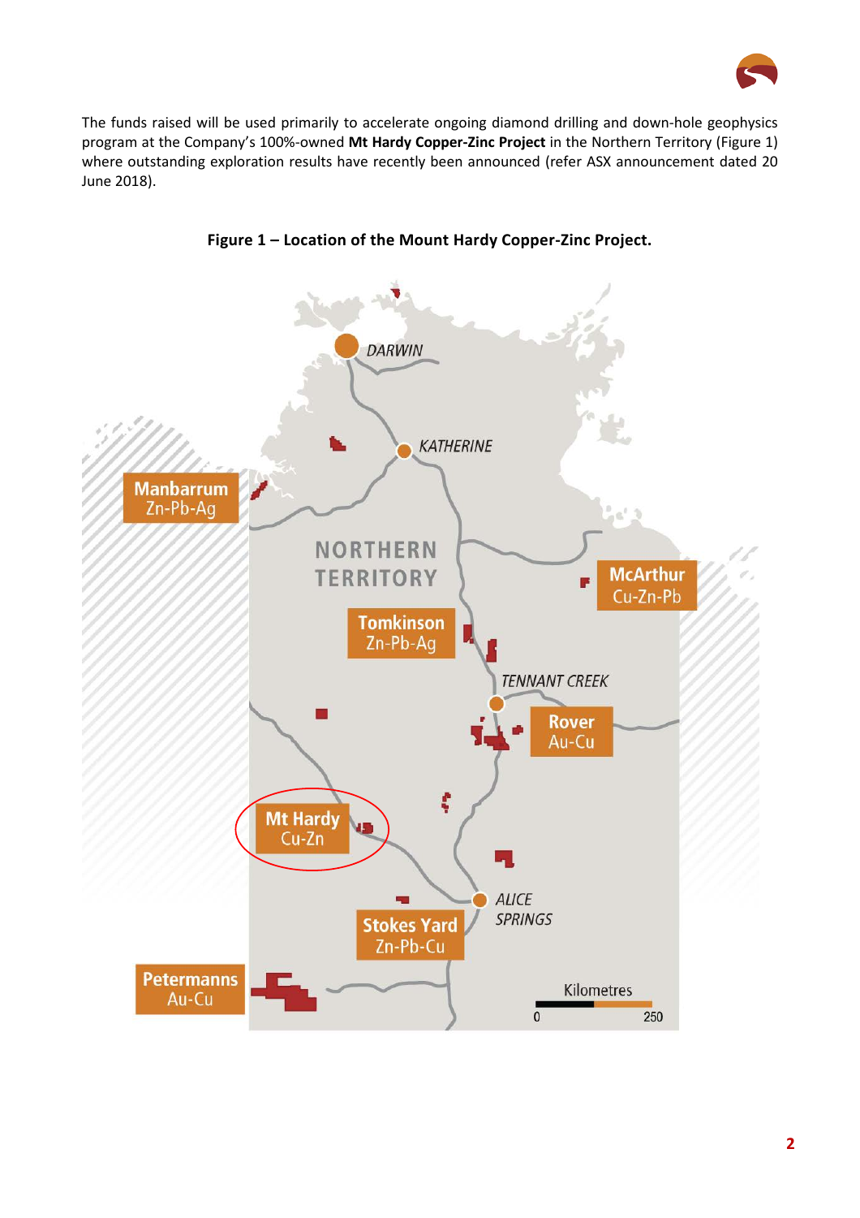The funds raised will be used primarily to accelerate ongoing diamond drilling and down-hole geophysics program at the Company's 100%-owned **Mt Hardy Copper-Zinc Project** in the Northern Territory (Figure 1) where outstanding exploration results have recently been announced (refer ASX announcement dated 20 June 2018).

**Figure 1 – Location of the Mount Hardy Copper-Zinc Project.**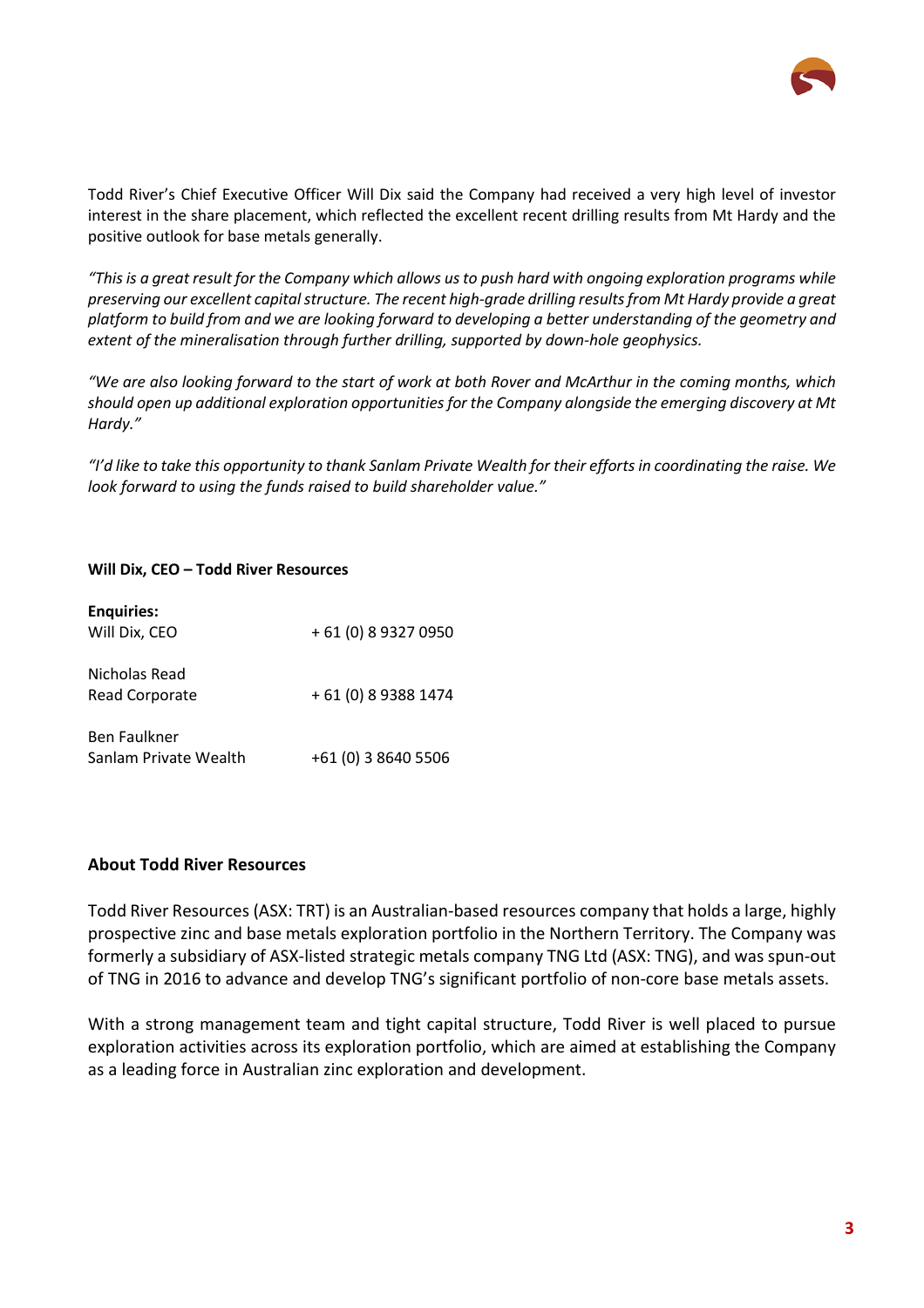Todd River's Chief Executive Officer Will Dix said the Company had received a very high level of investor interest in the share placement, which reflected the excellent recent drilling results from Mt Hardy and the positive outlook for base metals generally.

*"This is a great result for the Company which allows us to push hard with ongoing exploration programs while preserving our excellent capital structure. The recent high-grade drilling results from Mt Hardy provide a great platform to build from and we are looking forward to developing a better understanding of the geometry and extent of the mineralisation through further drilling, supported by down-hole geophysics.*

*"We are also looking forward to the start of work at both Rover and McArthur in the coming months, which should open up additional exploration opportunities for the Company alongside the emerging discovery at Mt Hardy."*

*"I'd like to take this opportunity to thank Sanlam Private Wealth for their efforts in coordinating the raise. We look forward to using the funds raised to build shareholder value."*

**Will Dix, CEO – Todd River Resources**

**Enquiries:**

| | |
|---|---|
| Will Dix, CEO | + 61 (0) 8 9327 0950 |
| Nicholas Read<br>Read Corporate | + 61 (0) 8 9388 1474 |
| Ben Faulkner<br>Sanlam Private Wealth | +61 (0) 3 8640 5506 |

## About Todd River Resources

Todd River Resources (ASX: TRT) is an Australian-based resources company that holds a large, highly prospective zinc and base metals exploration portfolio in the Northern Territory. The Company was formerly a subsidiary of ASX-listed strategic metals company TNG Ltd (ASX: TNG), and was spun-out of TNG in 2016 to advance and develop TNG's significant portfolio of non-core base metals assets.

With a strong management team and tight capital structure, Todd River is well placed to pursue exploration activities across its exploration portfolio, which are aimed at establishing the Company as a leading force in Australian zinc exploration and development.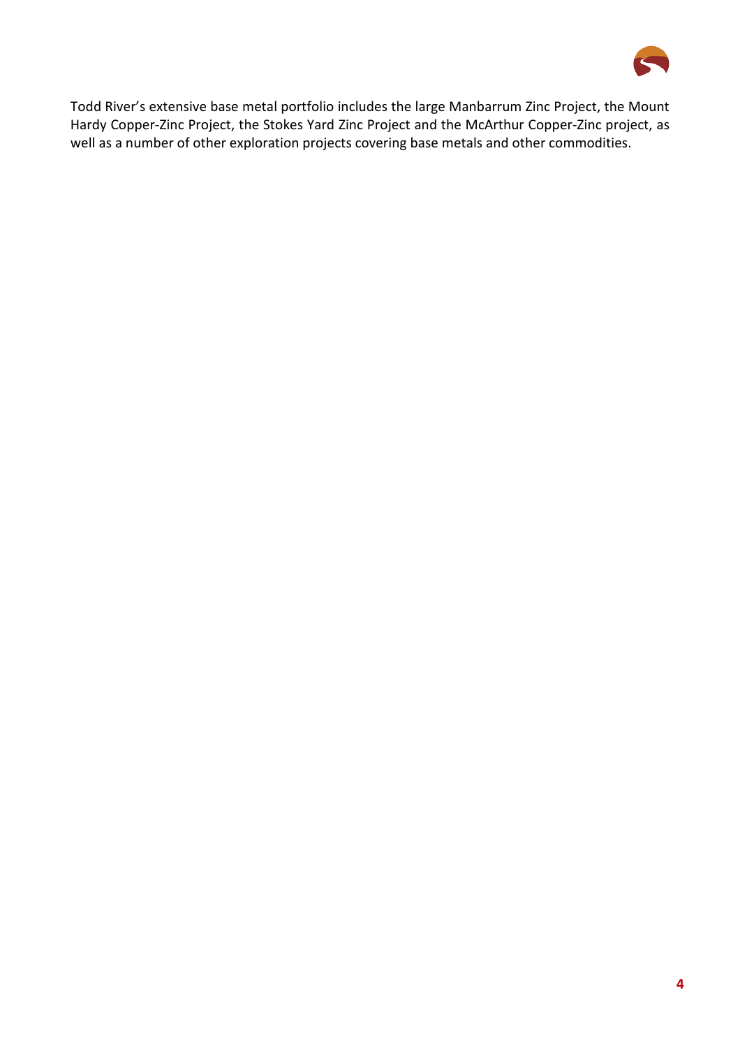Todd River's extensive base metal portfolio includes the large Manbarrum Zinc Project, the Mount Hardy Copper-Zinc Project, the Stokes Yard Zinc Project and the McArthur Copper-Zinc project, as well as a number of other exploration projects covering base metals and other commodities.